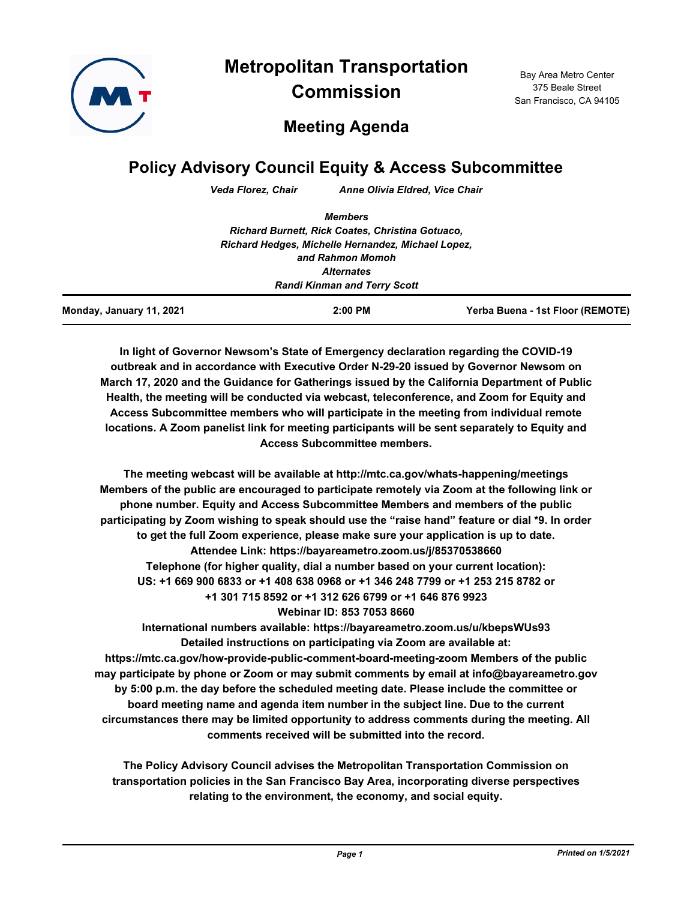# Metropolitan Transportation Commission

Bay Area Metro Center
375 Beale Street
San Francisco, CA 94105

## Meeting Agenda

## Policy Advisory Council Equity & Access Subcommittee

*Veda Florez, Chair* *Anne Olivia Eldred, Vice Chair*

***Members***
***Richard Burnett, Rick Coates, Christina Gotuaco, Richard Hedges, Michelle Hernandez, Michael Lopez, and Rahmon Momoh***
***Alternates***
***Randi Kinman and Terry Scott***

**Monday, January 11, 2021** **2:00 PM** **Yerba Buena - 1st Floor (REMOTE)**

**In light of Governor Newsom's State of Emergency declaration regarding the COVID-19 outbreak and in accordance with Executive Order N-29-20 issued by Governor Newsom on March 17, 2020 and the Guidance for Gatherings issued by the California Department of Public Health, the meeting will be conducted via webcast, teleconference, and Zoom for Equity and Access Subcommittee members who will participate in the meeting from individual remote locations. A Zoom panelist link for meeting participants will be sent separately to Equity and Access Subcommittee members.**

**The meeting webcast will be available at http://mtc.ca.gov/whats-happening/meetings Members of the public are encouraged to participate remotely via Zoom at the following link or phone number. Equity and Access Subcommittee Members and members of the public participating by Zoom wishing to speak should use the "raise hand" feature or dial *9. In order to get the full Zoom experience, please make sure your application is up to date.**
**Attendee Link: https://bayareametro.zoom.us/j/85370538660**
**Telephone (for higher quality, dial a number based on your current location):**
**US: +1 669 900 6833 or +1 408 638 0968 or +1 346 248 7799 or +1 253 215 8782 or +1 301 715 8592 or +1 312 626 6799 or +1 646 876 9923**
**Webinar ID: 853 7053 8660**
**International numbers available: https://bayareametro.zoom.us/u/kbepsWUs93**
**Detailed instructions on participating via Zoom are available at: https://mtc.ca.gov/how-provide-public-comment-board-meeting-zoom Members of the public may participate by phone or Zoom or may submit comments by email at info@bayareametro.gov by 5:00 p.m. the day before the scheduled meeting date. Please include the committee or board meeting name and agenda item number in the subject line. Due to the current circumstances there may be limited opportunity to address comments during the meeting. All comments received will be submitted into the record.**

**The Policy Advisory Council advises the Metropolitan Transportation Commission on transportation policies in the San Francisco Bay Area, incorporating diverse perspectives relating to the environment, the economy, and social equity.**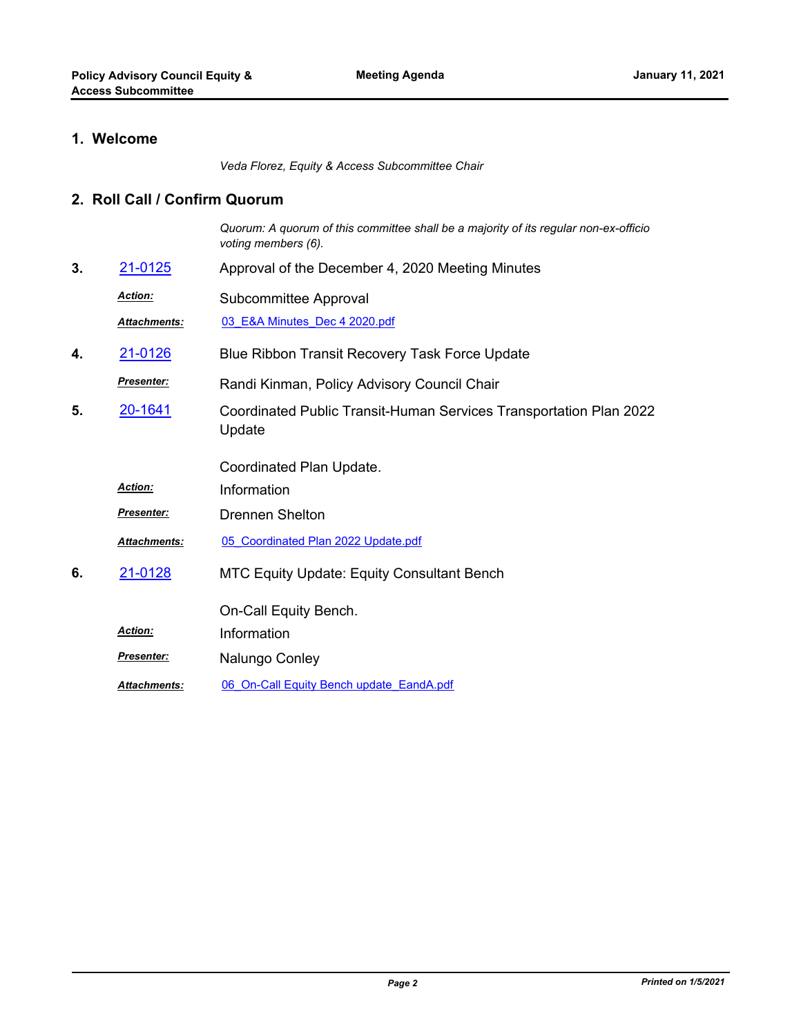## 1. Welcome

*Veda Florez, Equity & Access Subcommittee Chair*

## 2. Roll Call / Confirm Quorum

*Quorum: A quorum of this committee shall be a majority of its regular non-ex-officio voting members (6).*

**3.** [21-0125] Approval of the December 4, 2020 Meeting Minutes

***Action:*** Subcommittee Approval

***Attachments:*** [03_E&A Minutes_Dec 4 2020.pdf]

**4.** [21-0126] Blue Ribbon Transit Recovery Task Force Update

***Presenter:*** Randi Kinman, Policy Advisory Council Chair

**5.** [20-1641] Coordinated Public Transit-Human Services Transportation Plan 2022 Update

Coordinated Plan Update.

***Action:*** Information

***Presenter:*** Drennen Shelton

***Attachments:*** [05_Coordinated Plan 2022 Update.pdf]

**6.** [21-0128] MTC Equity Update: Equity Consultant Bench

On-Call Equity Bench.

***Action:*** Information

***Presenter:*** Nalungo Conley

***Attachments:*** [06_On-Call Equity Bench update_EandA.pdf]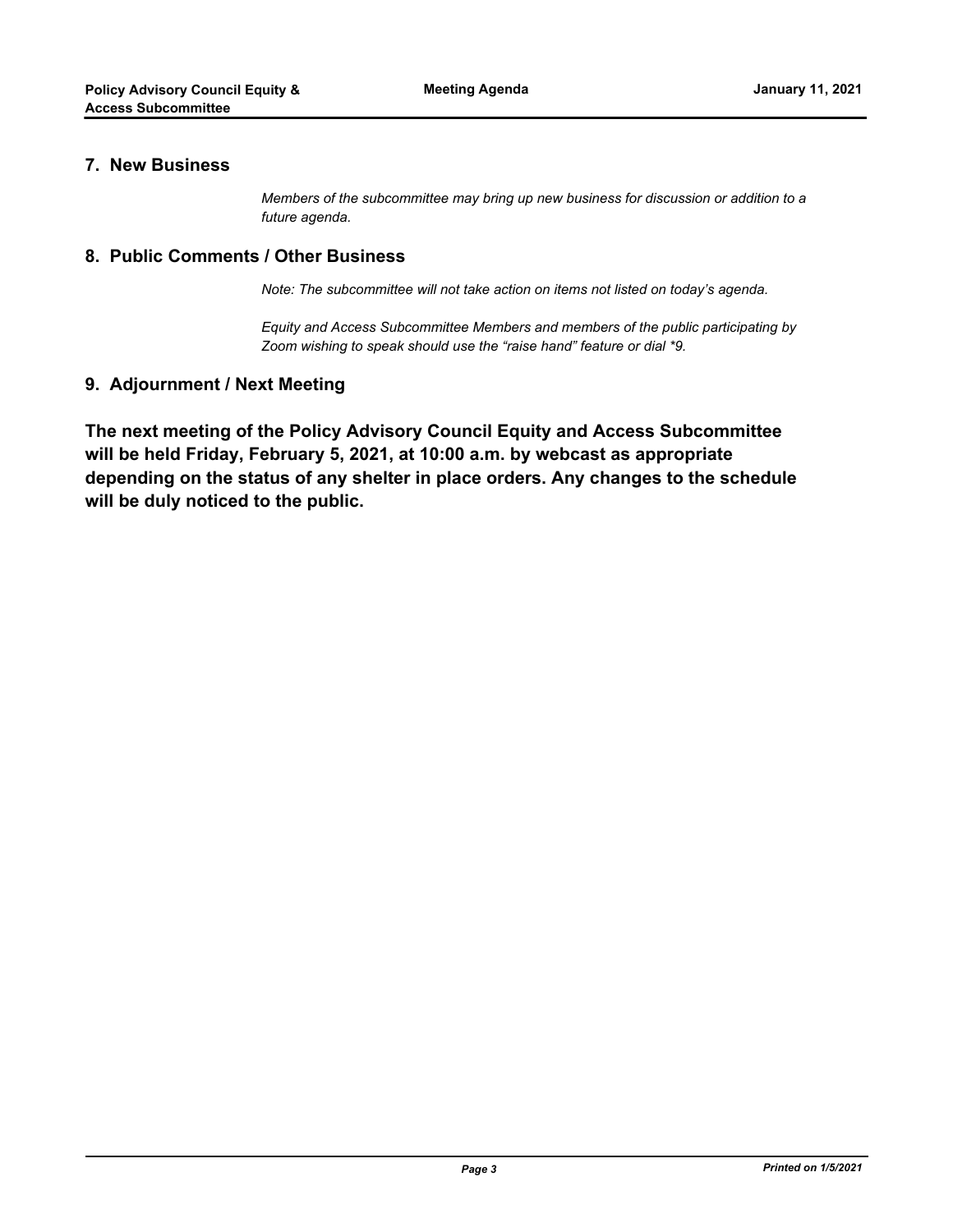## 7. New Business

*Members of the subcommittee may bring up new business for discussion or addition to a future agenda.*

## 8. Public Comments / Other Business

*Note: The subcommittee will not take action on items not listed on today's agenda.*

*Equity and Access Subcommittee Members and members of the public participating by Zoom wishing to speak should use the "raise hand" feature or dial *9.*

## 9. Adjournment / Next Meeting

**The next meeting of the Policy Advisory Council Equity and Access Subcommittee will be held Friday, February 5, 2021, at 10:00 a.m. by webcast as appropriate depending on the status of any shelter in place orders. Any changes to the schedule will be duly noticed to the public.**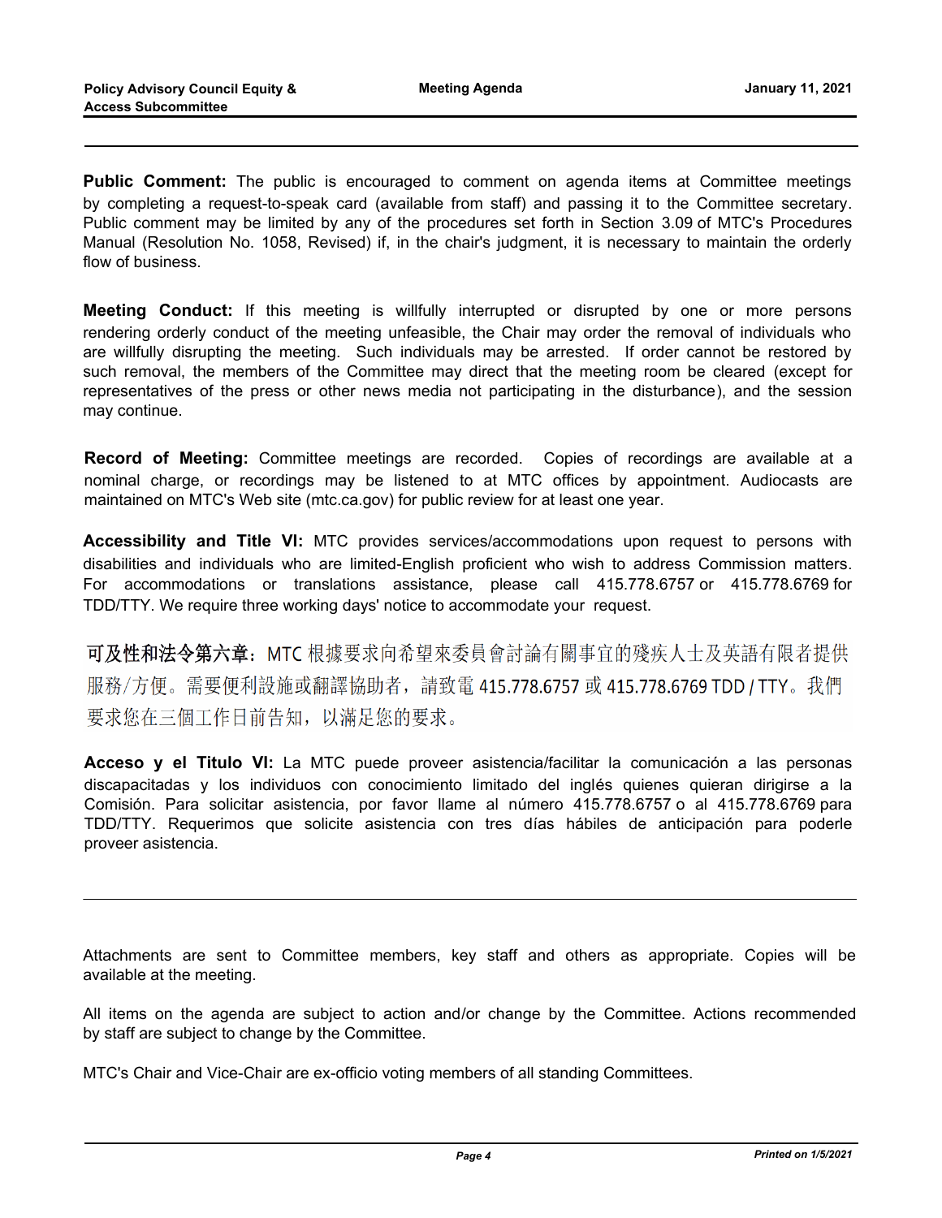**Public Comment:** The public is encouraged to comment on agenda items at Committee meetings by completing a request-to-speak card (available from staff) and passing it to the Committee secretary. Public comment may be limited by any of the procedures set forth in Section 3.09 of MTC's Procedures Manual (Resolution No. 1058, Revised) if, in the chair's judgment, it is necessary to maintain the orderly flow of business.

**Meeting Conduct:** If this meeting is willfully interrupted or disrupted by one or more persons rendering orderly conduct of the meeting unfeasible, the Chair may order the removal of individuals who are willfully disrupting the meeting. Such individuals may be arrested. If order cannot be restored by such removal, the members of the Committee may direct that the meeting room be cleared (except for representatives of the press or other news media not participating in the disturbance), and the session may continue.

**Record of Meeting:** Committee meetings are recorded. Copies of recordings are available at a nominal charge, or recordings may be listened to at MTC offices by appointment. Audiocasts are maintained on MTC's Web site (mtc.ca.gov) for public review for at least one year.

**Accessibility and Title VI:** MTC provides services/accommodations upon request to persons with disabilities and individuals who are limited-English proficient who wish to address Commission matters. For accommodations or translations assistance, please call 415.778.6757 or 415.778.6769 for TDD/TTY. We require three working days' notice to accommodate your request.

**可及性和法令第六章**：MTC 根據要求向希望來委員會討論有關事宜的殘疾人士及英語有限者提供服務/方便。需要便利設施或翻譯協助者，請致電 415.778.6757 或 415.778.6769 TDD / TTY。我們要求您在三個工作日前告知，以滿足您的要求。

**Acceso y el Titulo VI:** La MTC puede proveer asistencia/facilitar la comunicación a las personas discapacitadas y los individuos con conocimiento limitado del inglés quienes quieran dirigirse a la Comisión. Para solicitar asistencia, por favor llame al número 415.778.6757 o al 415.778.6769 para TDD/TTY. Requerimos que solicite asistencia con tres días hábiles de anticipación para poderle proveer asistencia.

---

Attachments are sent to Committee members, key staff and others as appropriate. Copies will be available at the meeting.

All items on the agenda are subject to action and/or change by the Committee. Actions recommended by staff are subject to change by the Committee.

MTC's Chair and Vice-Chair are ex-officio voting members of all standing Committees.